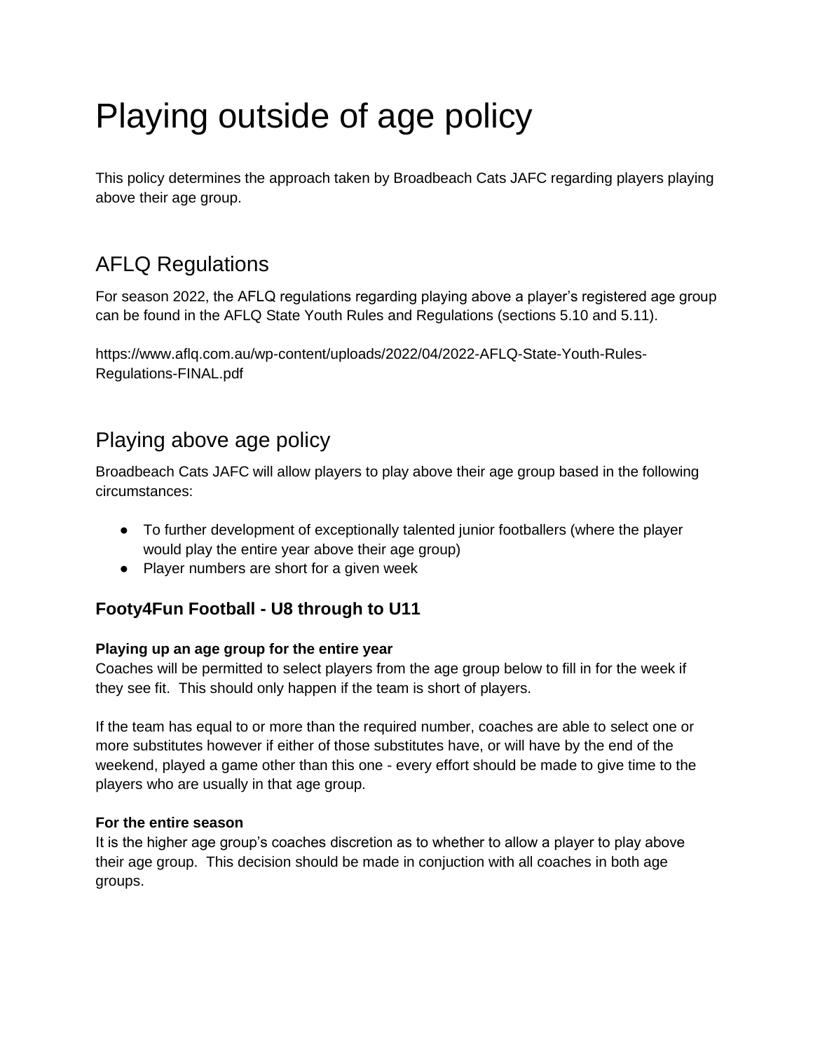# Playing outside of age policy

This policy determines the approach taken by Broadbeach Cats JAFC regarding players playing above their age group.

## AFLQ Regulations

For season 2022, the AFLQ regulations regarding playing above a player's registered age group can be found in the AFLQ State Youth Rules and Regulations (sections 5.10 and 5.11).

https://www.aflq.com.au/wp-content/uploads/2022/04/2022-AFLQ-State-Youth-Rules-Regulations-FINAL.pdf

## Playing above age policy

Broadbeach Cats JAFC will allow players to play above their age group based in the following circumstances:

- To further development of exceptionally talented junior footballers (where the player would play the entire year above their age group)
- Player numbers are short for a given week

### Footy4Fun Football - U8 through to U11

**Playing up an age group for the entire year**
Coaches will be permitted to select players from the age group below to fill in for the week if they see fit. This should only happen if the team is short of players.

If the team has equal to or more than the required number, coaches are able to select one or more substitutes however if either of those substitutes have, or will have by the end of the weekend, played a game other than this one - every effort should be made to give time to the players who are usually in that age group.

**For the entire season**
It is the higher age group's coaches discretion as to whether to allow a player to play above their age group. This decision should be made in conjuction with all coaches in both age groups.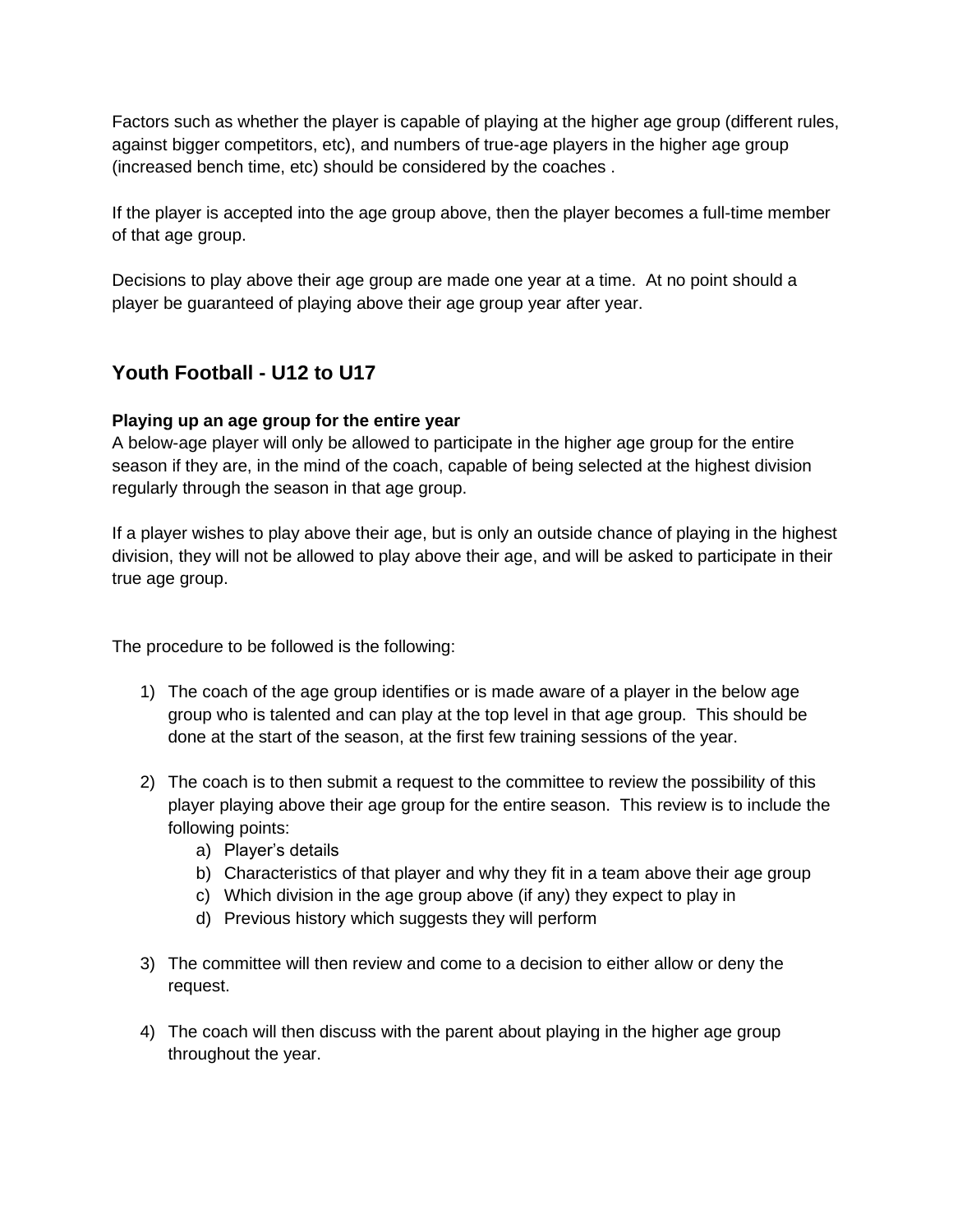Factors such as whether the player is capable of playing at the higher age group (different rules, against bigger competitors, etc), and numbers of true-age players in the higher age group (increased bench time, etc) should be considered by the coaches .

If the player is accepted into the age group above, then the player becomes a full-time member of that age group.

Decisions to play above their age group are made one year at a time. At no point should a player be guaranteed of playing above their age group year after year.

## Youth Football - U12 to U17

**Playing up an age group for the entire year**

A below-age player will only be allowed to participate in the higher age group for the entire season if they are, in the mind of the coach, capable of being selected at the highest division regularly through the season in that age group.

If a player wishes to play above their age, but is only an outside chance of playing in the highest division, they will not be allowed to play above their age, and will be asked to participate in their true age group.

The procedure to be followed is the following:

1) The coach of the age group identifies or is made aware of a player in the below age group who is talented and can play at the top level in that age group. This should be done at the start of the season, at the first few training sessions of the year.

2) The coach is to then submit a request to the committee to review the possibility of this player playing above their age group for the entire season. This review is to include the following points:
    a) Player's details
    b) Characteristics of that player and why they fit in a team above their age group
    c) Which division in the age group above (if any) they expect to play in
    d) Previous history which suggests they will perform

3) The committee will then review and come to a decision to either allow or deny the request.

4) The coach will then discuss with the parent about playing in the higher age group throughout the year.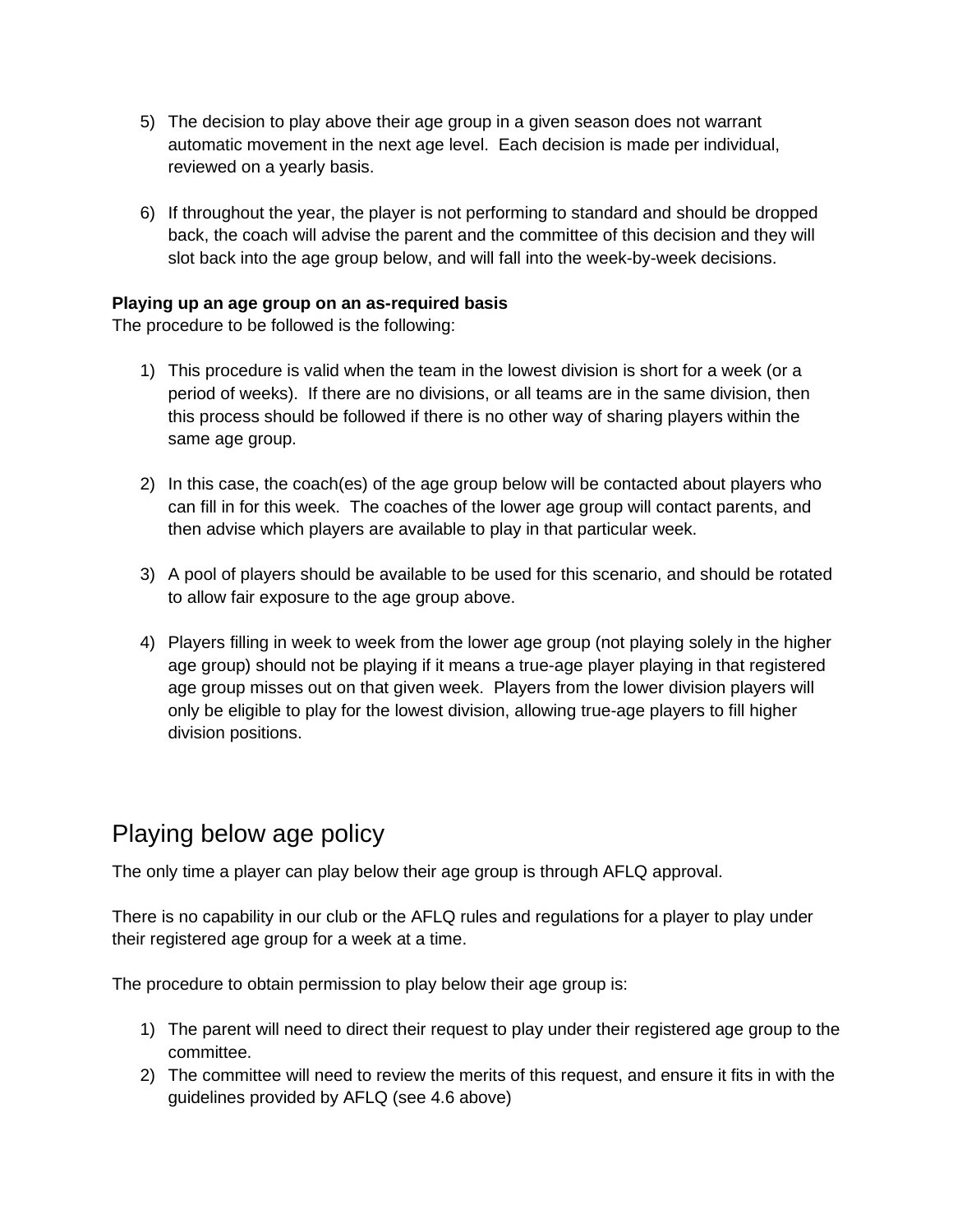5) The decision to play above their age group in a given season does not warrant automatic movement in the next age level. Each decision is made per individual, reviewed on a yearly basis.

6) If throughout the year, the player is not performing to standard and should be dropped back, the coach will advise the parent and the committee of this decision and they will slot back into the age group below, and will fall into the week-by-week decisions.

**Playing up an age group on an as-required basis**
The procedure to be followed is the following:

1) This procedure is valid when the team in the lowest division is short for a week (or a period of weeks). If there are no divisions, or all teams are in the same division, then this process should be followed if there is no other way of sharing players within the same age group.

2) In this case, the coach(es) of the age group below will be contacted about players who can fill in for this week. The coaches of the lower age group will contact parents, and then advise which players are available to play in that particular week.

3) A pool of players should be available to be used for this scenario, and should be rotated to allow fair exposure to the age group above.

4) Players filling in week to week from the lower age group (not playing solely in the higher age group) should not be playing if it means a true-age player playing in that registered age group misses out on that given week. Players from the lower division players will only be eligible to play for the lowest division, allowing true-age players to fill higher division positions.

## Playing below age policy

The only time a player can play below their age group is through AFLQ approval.

There is no capability in our club or the AFLQ rules and regulations for a player to play under their registered age group for a week at a time.

The procedure to obtain permission to play below their age group is:

1) The parent will need to direct their request to play under their registered age group to the committee.
2) The committee will need to review the merits of this request, and ensure it fits in with the guidelines provided by AFLQ (see 4.6 above)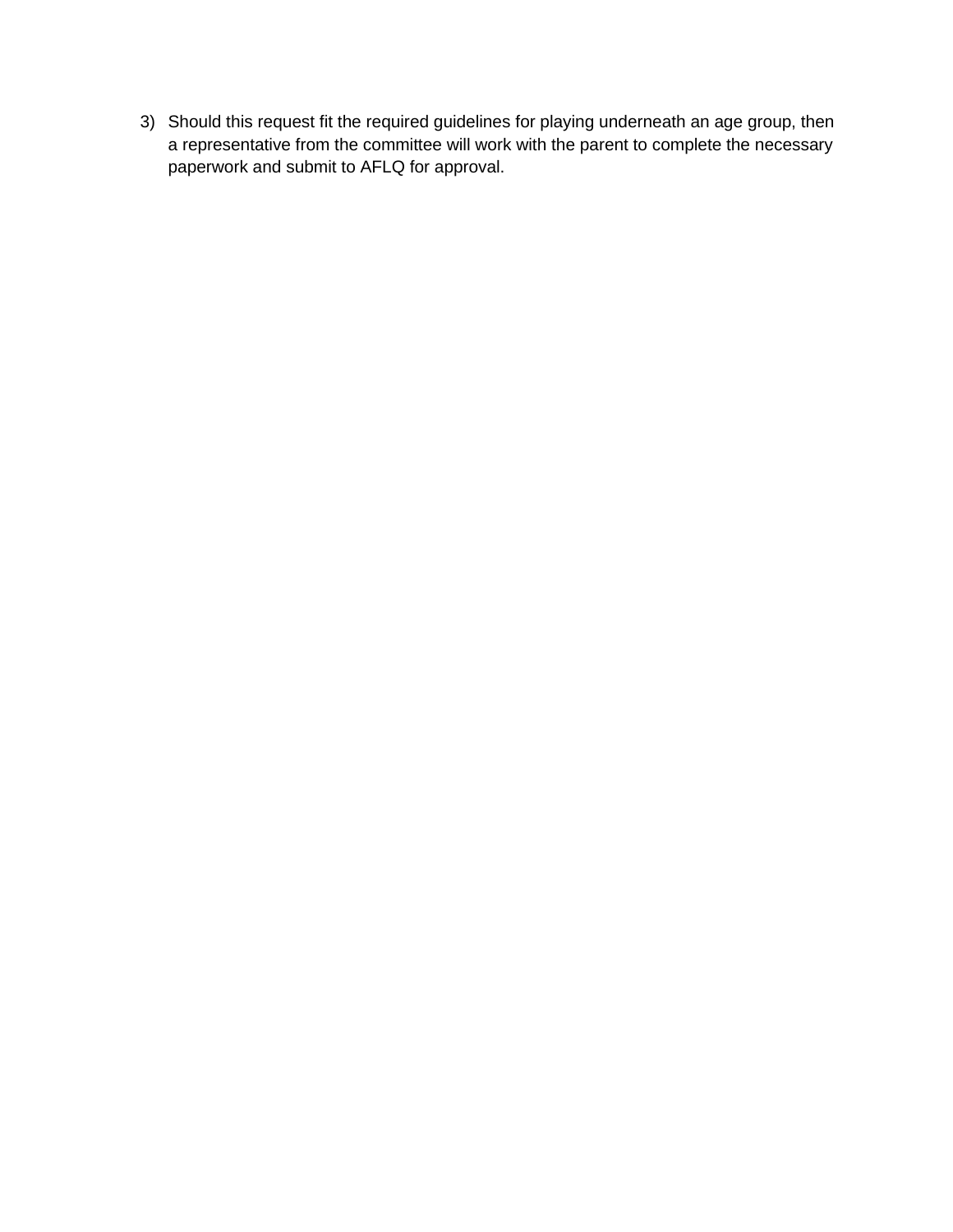3) Should this request fit the required guidelines for playing underneath an age group, then a representative from the committee will work with the parent to complete the necessary paperwork and submit to AFLQ for approval.